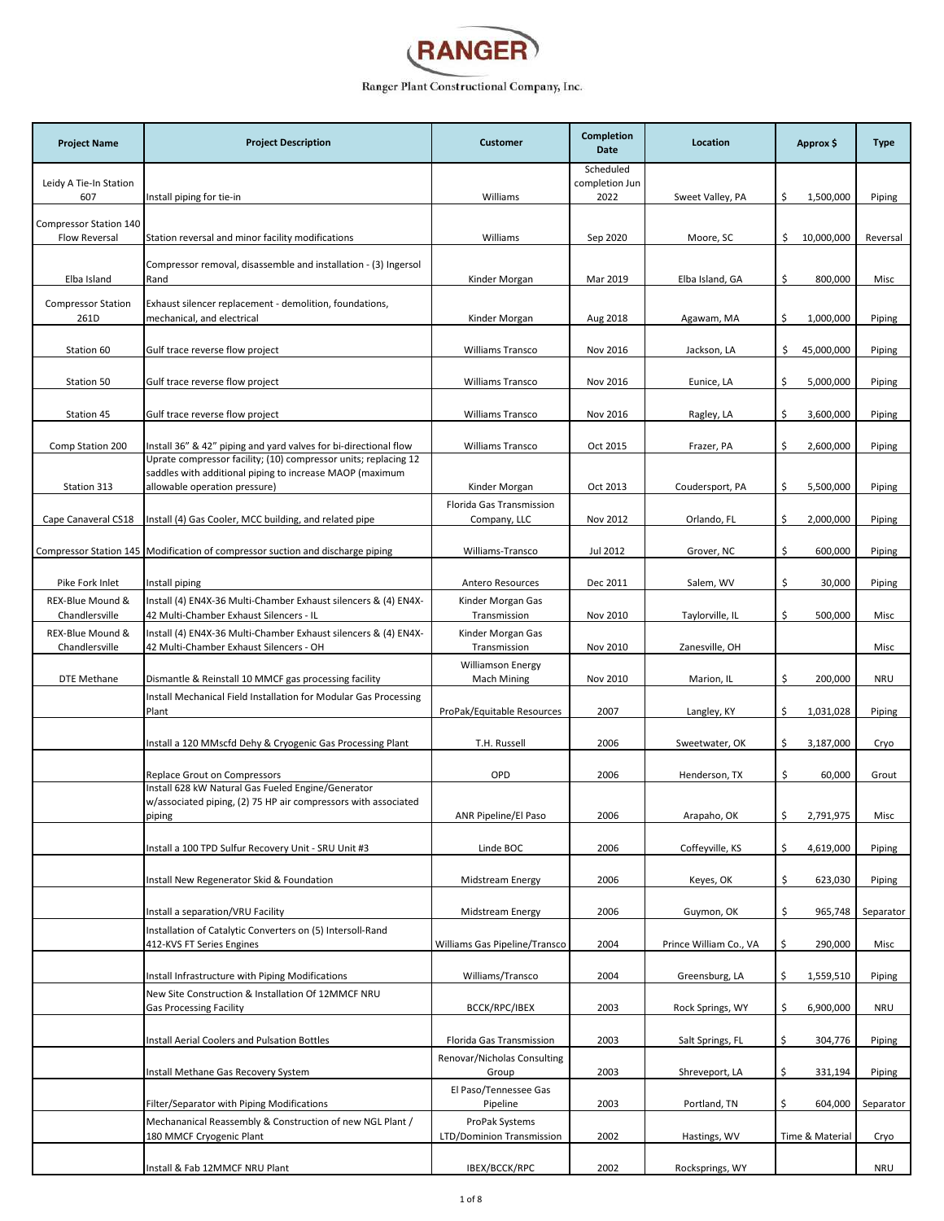# RANGER

Ranger Plant Constructional Company, Inc.

| Project Name | Project Description | Customer | Completion Date | Location | Approx $ | Type |
|---|---|---|---|---|---|---|
| Leidy A Tie-In Station 607 | Install piping for tie-in | Williams | Scheduled completion Jun 2022 | Sweet Valley, PA | $ 1,500,000 | Piping |
| Compressor Station 140 Flow Reversal | Station reversal and minor facility modifications | Williams | Sep 2020 | Moore, SC | $ 10,000,000 | Reversal |
| Elba Island | Compressor removal, disassemble and installation - (3) Ingersol Rand | Kinder Morgan | Mar 2019 | Elba Island, GA | $ 800,000 | Misc |
| Compressor Station 261D | Exhaust silencer replacement - demolition, foundations, mechanical, and electrical | Kinder Morgan | Aug 2018 | Agawam, MA | $ 1,000,000 | Piping |
| Station 60 | Gulf trace reverse flow project | Williams Transco | Nov 2016 | Jackson, LA | $ 45,000,000 | Piping |
| Station 50 | Gulf trace reverse flow project | Williams Transco | Nov 2016 | Eunice, LA | $ 5,000,000 | Piping |
| Station 45 | Gulf trace reverse flow project | Williams Transco | Nov 2016 | Ragley, LA | $ 3,600,000 | Piping |
| Comp Station 200 | Install 36" & 42" piping and yard valves for bi-directional flow | Williams Transco | Oct 2015 | Frazer, PA | $ 2,600,000 | Piping |
| Station 313 | Uprate compressor facility; (10) compressor units; replacing 12 saddles with additional piping to increase MAOP (maximum allowable operation pressure) | Kinder Morgan | Oct 2013 | Coudersport, PA | $ 5,500,000 | Piping |
| Cape Canaveral CS18 | Install (4) Gas Cooler, MCC building, and related pipe | Florida Gas Transmission Company, LLC | Nov 2012 | Orlando, FL | $ 2,000,000 | Piping |
| Compressor Station 145 | Modification of compressor suction and discharge piping | Williams-Transco | Jul 2012 | Grover, NC | $ 600,000 | Piping |
| Pike Fork Inlet | Install piping | Antero Resources | Dec 2011 | Salem, WV | $ 30,000 | Piping |
| REX-Blue Mound & Chandlersville | Install (4) EN4X-36 Multi-Chamber Exhaust silencers & (4) EN4X-42 Multi-Chamber Exhaust Silencers - IL | Kinder Morgan Gas Transmission | Nov 2010 | Taylorville, IL | $ 500,000 | Misc |
| REX-Blue Mound & Chandlersville | Install (4) EN4X-36 Multi-Chamber Exhaust silencers & (4) EN4X-42 Multi-Chamber Exhaust Silencers - OH | Kinder Morgan Gas Transmission | Nov 2010 | Zanesville, OH | | Misc |
| DTE Methane | Dismantle & Reinstall 10 MMCF gas processing facility | Williamson Energy Mach Mining | Nov 2010 | Marion, IL | $ 200,000 | NRU |
| | Install Mechanical Field Installation for Modular Gas Processing Plant | ProPak/Equitable Resources | 2007 | Langley, KY | $ 1,031,028 | Piping |
| | Install a 120 MMscfd Dehy & Cryogenic Gas Processing Plant | T.H. Russell | 2006 | Sweetwater, OK | $ 3,187,000 | Cryo |
| | Replace Grout on Compressors | OPD | 2006 | Henderson, TX | $ 60,000 | Grout |
| | Install 628 kW Natural Gas Fueled Engine/Generator w/associated piping, (2) 75 HP air compressors with associated piping | ANR Pipeline/El Paso | 2006 | Arapaho, OK | $ 2,791,975 | Misc |
| | Install a 100 TPD Sulfur Recovery Unit - SRU Unit #3 | Linde BOC | 2006 | Coffeyville, KS | $ 4,619,000 | Piping |
| | Install New Regenerator Skid & Foundation | Midstream Energy | 2006 | Keyes, OK | $ 623,030 | Piping |
| | Install a separation/VRU Facility | Midstream Energy | 2006 | Guymon, OK | $ 965,748 | Separator |
| | Installation of Catalytic Converters on (5) Intersoll-Rand 412-KVS FT Series Engines | Williams Gas Pipeline/Transco | 2004 | Prince William Co., VA | $ 290,000 | Misc |
| | Install Infrastructure with Piping Modifications | Williams/Transco | 2004 | Greensburg, LA | $ 1,559,510 | Piping |
| | New Site Construction & Installation Of 12MMCF NRU Gas Processing Facility | BCCK/RPC/IBEX | 2003 | Rock Springs, WY | $ 6,900,000 | NRU |
| | Install Aerial Coolers and Pulsation Bottles | Florida Gas Transmission | 2003 | Salt Springs, FL | $ 304,776 | Piping |
| | Install Methane Gas Recovery System | Renovar/Nicholas Consulting Group | 2003 | Shreveport, LA | $ 331,194 | Piping |
| | Filter/Separator with Piping Modifications | El Paso/Tennessee Gas Pipeline | 2003 | Portland, TN | $ 604,000 | Separator |
| | Mechananical Reassembly & Construction of new NGL Plant / 180 MMCF Cryogenic Plant | ProPak Systems LTD/Dominion Transmission | 2002 | Hastings, WV | Time & Material | Cryo |
| | Install & Fab 12MMCF NRU Plant | IBEX/BCCK/RPC | 2002 | Rocksprings, WY | | NRU |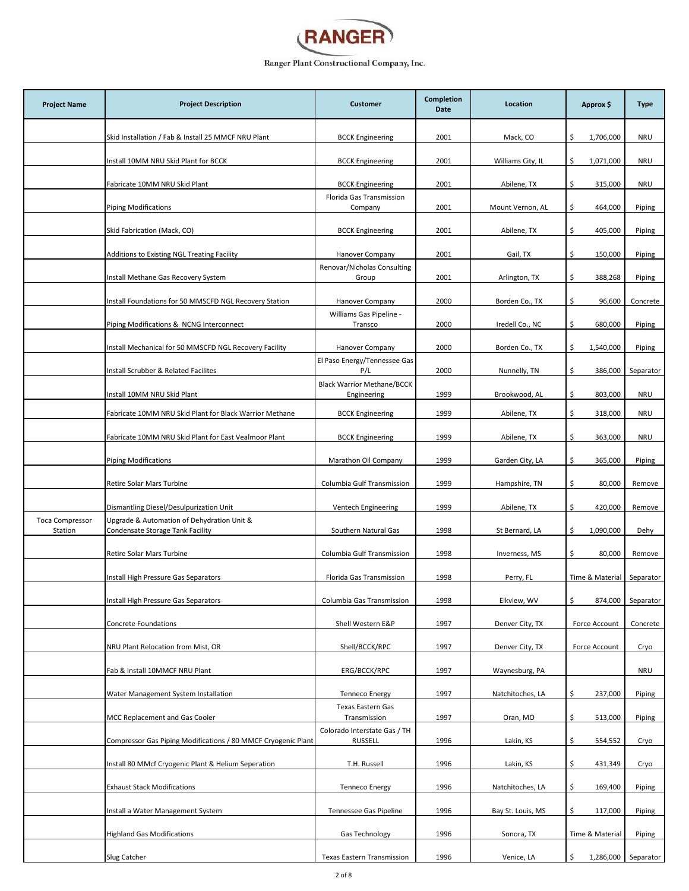# RANGER

Ranger Plant Constructional Company, Inc.

| Project Name | Project Description | Customer | Completion Date | Location | Approx $ | Type |
|---|---|---|---|---|---|---|
| | Skid Installation / Fab & Install 25 MMCF NRU Plant | BCCK Engineering | 2001 | Mack, CO | $ 1,706,000 | NRU |
| | Install 10MM NRU Skid Plant for BCCK | BCCK Engineering | 2001 | Williams City, IL | $ 1,071,000 | NRU |
| | Fabricate 10MM NRU Skid Plant | BCCK Engineering | 2001 | Abilene, TX | $ 315,000 | NRU |
| | Piping Modifications | Florida Gas Transmission Company | 2001 | Mount Vernon, AL | $ 464,000 | Piping |
| | Skid Fabrication (Mack, CO) | BCCK Engineering | 2001 | Abilene, TX | $ 405,000 | Piping |
| | Additions to Existing NGL Treating Facility | Hanover Company | 2001 | Gail, TX | $ 150,000 | Piping |
| | Install Methane Gas Recovery System | Renovar/Nicholas Consulting Group | 2001 | Arlington, TX | $ 388,268 | Piping |
| | Install Foundations for 50 MMSCFD NGL Recovery Station | Hanover Company | 2000 | Borden Co., TX | $ 96,600 | Concrete |
| | Piping Modifications & NCNG Interconnect | Williams Gas Pipeline - Transco | 2000 | Iredell Co., NC | $ 680,000 | Piping |
| | Install Mechanical for 50 MMSCFD NGL Recovery Facility | Hanover Company | 2000 | Borden Co., TX | $ 1,540,000 | Piping |
| | Install Scrubber & Related Facilites | El Paso Energy/Tennessee Gas P/L | 2000 | Nunnelly, TN | $ 386,000 | Separator |
| | Install 10MM NRU Skid Plant | Black Warrior Methane/BCCK Engineering | 1999 | Brookwood, AL | $ 803,000 | NRU |
| | Fabricate 10MM NRU Skid Plant for Black Warrior Methane | BCCK Engineering | 1999 | Abilene, TX | $ 318,000 | NRU |
| | Fabricate 10MM NRU Skid Plant for East Vealmoor Plant | BCCK Engineering | 1999 | Abilene, TX | $ 363,000 | NRU |
| | Piping Modifications | Marathon Oil Company | 1999 | Garden City, LA | $ 365,000 | Piping |
| | Retire Solar Mars Turbine | Columbia Gulf Transmission | 1999 | Hampshire, TN | $ 80,000 | Remove |
| | Dismantling Diesel/Desulpurization Unit | Ventech Engineering | 1999 | Abilene, TX | $ 420,000 | Remove |
| Toca Compressor Station | Upgrade & Automation of Dehydration Unit & Condensate Storage Tank Facility | Southern Natural Gas | 1998 | St Bernard, LA | $ 1,090,000 | Dehy |
| | Retire Solar Mars Turbine | Columbia Gulf Transmission | 1998 | Inverness, MS | $ 80,000 | Remove |
| | Install High Pressure Gas Separators | Florida Gas Transmission | 1998 | Perry, FL | Time & Material | Separator |
| | Install High Pressure Gas Separators | Columbia Gas Transmission | 1998 | Elkview, WV | $ 874,000 | Separator |
| | Concrete Foundations | Shell Western E&P | 1997 | Denver City, TX | Force Account | Concrete |
| | NRU Plant Relocation from Mist, OR | Shell/BCCK/RPC | 1997 | Denver City, TX | Force Account | Cryo |
| | Fab & Install 10MMCF NRU Plant | ERG/BCCK/RPC | 1997 | Waynesburg, PA | | NRU |
| | Water Management System Installation | Tenneco Energy | 1997 | Natchitoches, LA | $ 237,000 | Piping |
| | MCC Replacement and Gas Cooler | Texas Eastern Gas Transmission | 1997 | Oran, MO | $ 513,000 | Piping |
| | Compressor Gas Piping Modifications / 80 MMCF Cryogenic Plant | Colorado Interstate Gas / TH RUSSELL | 1996 | Lakin, KS | $ 554,552 | Cryo |
| | Install 80 MMcf Cryogenic Plant & Helium Seperation | T.H. Russell | 1996 | Lakin, KS | $ 431,349 | Cryo |
| | Exhaust Stack Modifications | Tenneco Energy | 1996 | Natchitoches, LA | $ 169,400 | Piping |
| | Install a Water Management System | Tennessee Gas Pipeline | 1996 | Bay St. Louis, MS | $ 117,000 | Piping |
| | Highland Gas Modifications | Gas Technology | 1996 | Sonora, TX | Time & Material | Piping |
| | Slug Catcher | Texas Eastern Transmission | 1996 | Venice, LA | $ 1,286,000 | Separator |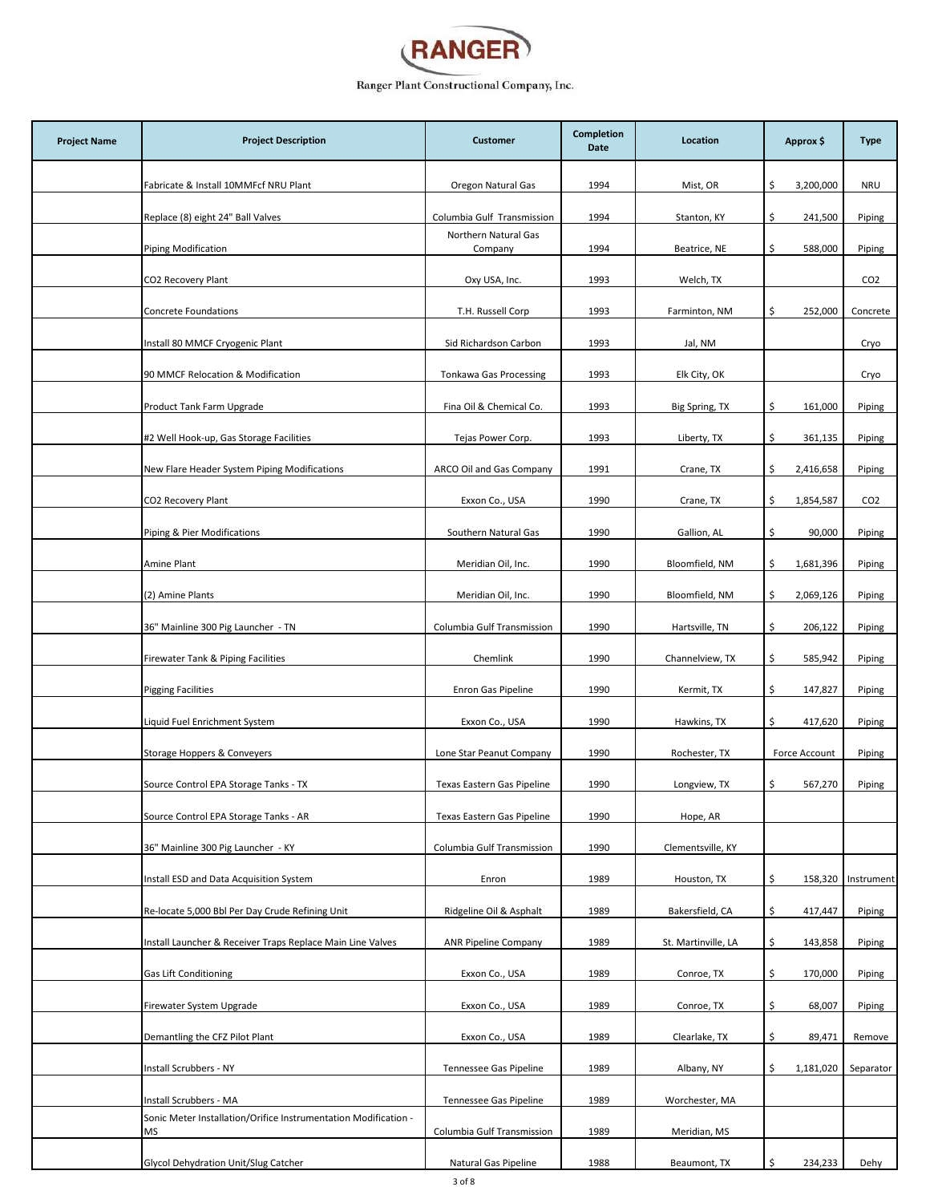# RANGER

Ranger Plant Constructional Company, Inc.

| Project Name | Project Description | Customer | Completion Date | Location | Approx $ | Type |
|---|---|---|---|---|---|---|
| | Fabricate & Install 10MMFcf NRU Plant | Oregon Natural Gas | 1994 | Mist, OR | $ 3,200,000 | NRU |
| | Replace (8) eight 24" Ball Valves | Columbia Gulf Transmission | 1994 | Stanton, KY | $ 241,500 | Piping |
| | Piping Modification | Northern Natural Gas Company | 1994 | Beatrice, NE | $ 588,000 | Piping |
| | CO2 Recovery Plant | Oxy USA, Inc. | 1993 | Welch, TX | | CO2 |
| | Concrete Foundations | T.H. Russell Corp | 1993 | Farminton, NM | $ 252,000 | Concrete |
| | Install 80 MMCF Cryogenic Plant | Sid Richardson Carbon | 1993 | Jal, NM | | Cryo |
| | 90 MMCF Relocation & Modification | Tonkawa Gas Processing | 1993 | Elk City, OK | | Cryo |
| | Product Tank Farm Upgrade | Fina Oil & Chemical Co. | 1993 | Big Spring, TX | $ 161,000 | Piping |
| | #2 Well Hook-up, Gas Storage Facilities | Tejas Power Corp. | 1993 | Liberty, TX | $ 361,135 | Piping |
| | New Flare Header System Piping Modifications | ARCO Oil and Gas Company | 1991 | Crane, TX | $ 2,416,658 | Piping |
| | CO2 Recovery Plant | Exxon Co., USA | 1990 | Crane, TX | $ 1,854,587 | CO2 |
| | Piping & Pier Modifications | Southern Natural Gas | 1990 | Gallion, AL | $ 90,000 | Piping |
| | Amine Plant | Meridian Oil, Inc. | 1990 | Bloomfield, NM | $ 1,681,396 | Piping |
| | (2) Amine Plants | Meridian Oil, Inc. | 1990 | Bloomfield, NM | $ 2,069,126 | Piping |
| | 36" Mainline 300 Pig Launcher - TN | Columbia Gulf Transmission | 1990 | Hartsville, TN | $ 206,122 | Piping |
| | Firewater Tank & Piping Facilities | Chemlink | 1990 | Channelview, TX | $ 585,942 | Piping |
| | Pigging Facilities | Enron Gas Pipeline | 1990 | Kermit, TX | $ 147,827 | Piping |
| | Liquid Fuel Enrichment System | Exxon Co., USA | 1990 | Hawkins, TX | $ 417,620 | Piping |
| | Storage Hoppers & Conveyers | Lone Star Peanut Company | 1990 | Rochester, TX | Force Account | Piping |
| | Source Control EPA Storage Tanks - TX | Texas Eastern Gas Pipeline | 1990 | Longview, TX | $ 567,270 | Piping |
| | Source Control EPA Storage Tanks - AR | Texas Eastern Gas Pipeline | 1990 | Hope, AR | | |
| | 36" Mainline 300 Pig Launcher - KY | Columbia Gulf Transmission | 1990 | Clementsville, KY | | |
| | Install ESD and Data Acquisition System | Enron | 1989 | Houston, TX | $ 158,320 | Instrument |
| | Re-locate 5,000 Bbl Per Day Crude Refining Unit | Ridgeline Oil & Asphalt | 1989 | Bakersfield, CA | $ 417,447 | Piping |
| | Install Launcher & Receiver Traps Replace Main Line Valves | ANR Pipeline Company | 1989 | St. Martinville, LA | $ 143,858 | Piping |
| | Gas Lift Conditioning | Exxon Co., USA | 1989 | Conroe, TX | $ 170,000 | Piping |
| | Firewater System Upgrade | Exxon Co., USA | 1989 | Conroe, TX | $ 68,007 | Piping |
| | Demantling the CFZ Pilot Plant | Exxon Co., USA | 1989 | Clearlake, TX | $ 89,471 | Remove |
| | Install Scrubbers - NY | Tennessee Gas Pipeline | 1989 | Albany, NY | $ 1,181,020 | Separator |
| | Install Scrubbers - MA | Tennessee Gas Pipeline | 1989 | Worchester, MA | | |
| | Sonic Meter Installation/Orifice Instrumentation Modification - MS | Columbia Gulf Transmission | 1989 | Meridian, MS | | |
| | Glycol Dehydration Unit/Slug Catcher | Natural Gas Pipeline | 1988 | Beaumont, TX | $ 234,233 | Dehy |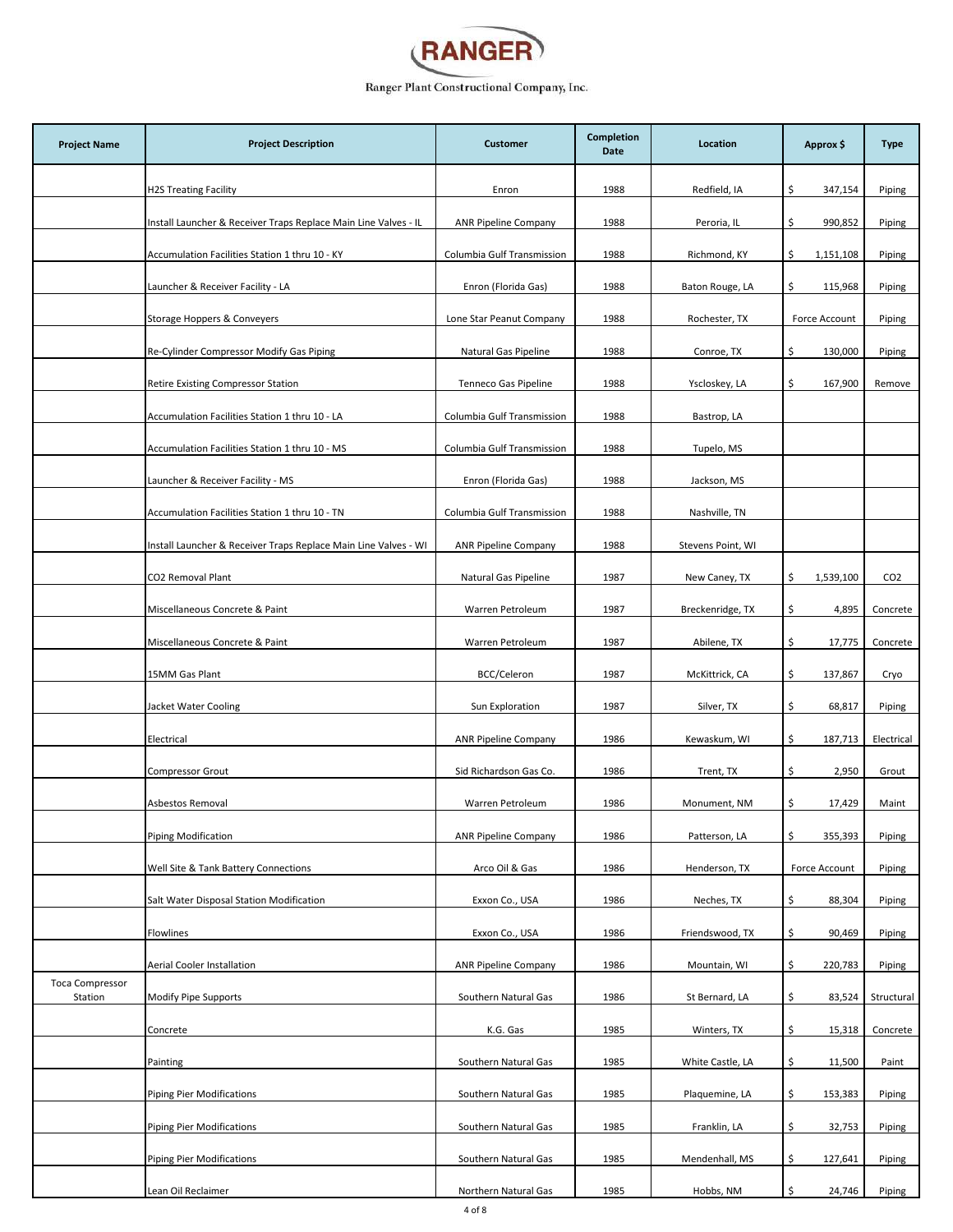# RANGER

Ranger Plant Constructional Company, Inc.

| Project Name | Project Description | Customer | Completion Date | Location | Approx $ | Type |
|---|---|---|---|---|---|---|
| | H2S Treating Facility | Enron | 1988 | Redfield, IA | $ 347,154 | Piping |
| | Install Launcher & Receiver Traps Replace Main Line Valves - IL | ANR Pipeline Company | 1988 | Peroria, IL | $ 990,852 | Piping |
| | Accumulation Facilities Station 1 thru 10 - KY | Columbia Gulf Transmission | 1988 | Richmond, KY | $ 1,151,108 | Piping |
| | Launcher & Receiver Facility - LA | Enron (Florida Gas) | 1988 | Baton Rouge, LA | $ 115,968 | Piping |
| | Storage Hoppers & Conveyers | Lone Star Peanut Company | 1988 | Rochester, TX | Force Account | Piping |
| | Re-Cylinder Compressor Modify Gas Piping | Natural Gas Pipeline | 1988 | Conroe, TX | $ 130,000 | Piping |
| | Retire Existing Compressor Station | Tenneco Gas Pipeline | 1988 | Yscloskey, LA | $ 167,900 | Remove |
| | Accumulation Facilities Station 1 thru 10 - LA | Columbia Gulf Transmission | 1988 | Bastrop, LA | | |
| | Accumulation Facilities Station 1 thru 10 - MS | Columbia Gulf Transmission | 1988 | Tupelo, MS | | |
| | Launcher & Receiver Facility - MS | Enron (Florida Gas) | 1988 | Jackson, MS | | |
| | Accumulation Facilities Station 1 thru 10 - TN | Columbia Gulf Transmission | 1988 | Nashville, TN | | |
| | Install Launcher & Receiver Traps Replace Main Line Valves - WI | ANR Pipeline Company | 1988 | Stevens Point, WI | | |
| | CO2 Removal Plant | Natural Gas Pipeline | 1987 | New Caney, TX | $ 1,539,100 | CO2 |
| | Miscellaneous Concrete & Paint | Warren Petroleum | 1987 | Breckenridge, TX | $ 4,895 | Concrete |
| | Miscellaneous Concrete & Paint | Warren Petroleum | 1987 | Abilene, TX | $ 17,775 | Concrete |
| | 15MM Gas Plant | BCC/Celeron | 1987 | McKittrick, CA | $ 137,867 | Cryo |
| | Jacket Water Cooling | Sun Exploration | 1987 | Silver, TX | $ 68,817 | Piping |
| | Electrical | ANR Pipeline Company | 1986 | Kewaskum, WI | $ 187,713 | Electrical |
| | Compressor Grout | Sid Richardson Gas Co. | 1986 | Trent, TX | $ 2,950 | Grout |
| | Asbestos Removal | Warren Petroleum | 1986 | Monument, NM | $ 17,429 | Maint |
| | Piping Modification | ANR Pipeline Company | 1986 | Patterson, LA | $ 355,393 | Piping |
| | Well Site & Tank Battery Connections | Arco Oil & Gas | 1986 | Henderson, TX | Force Account | Piping |
| | Salt Water Disposal Station Modification | Exxon Co., USA | 1986 | Neches, TX | $ 88,304 | Piping |
| | Flowlines | Exxon Co., USA | 1986 | Friendswood, TX | $ 90,469 | Piping |
| | Aerial Cooler Installation | ANR Pipeline Company | 1986 | Mountain, WI | $ 220,783 | Piping |
| Toca Compressor Station | Modify Pipe Supports | Southern Natural Gas | 1986 | St Bernard, LA | $ 83,524 | Structural |
| | Concrete | K.G. Gas | 1985 | Winters, TX | $ 15,318 | Concrete |
| | Painting | Southern Natural Gas | 1985 | White Castle, LA | $ 11,500 | Paint |
| | Piping Pier Modifications | Southern Natural Gas | 1985 | Plaquemine, LA | $ 153,383 | Piping |
| | Piping Pier Modifications | Southern Natural Gas | 1985 | Franklin, LA | $ 32,753 | Piping |
| | Piping Pier Modifications | Southern Natural Gas | 1985 | Mendenhall, MS | $ 127,641 | Piping |
| | Lean Oil Reclaimer | Northern Natural Gas | 1985 | Hobbs, NM | $ 24,746 | Piping |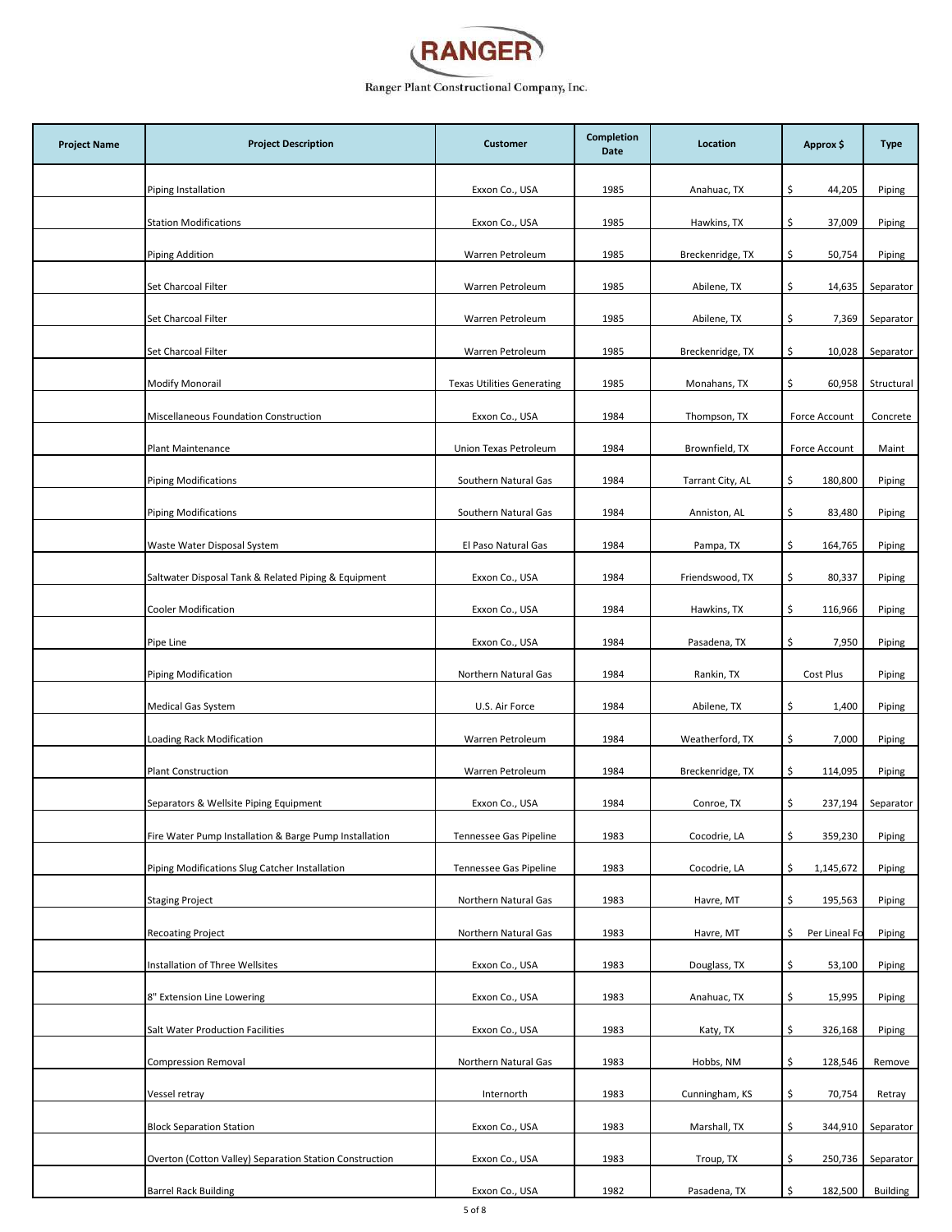# RANGER

Ranger Plant Constructional Company, Inc.

| Project Name | Project Description | Customer | Completion Date | Location | Approx $ | Type |
|---|---|---|---|---|---|---|
| | Piping Installation | Exxon Co., USA | 1985 | Anahuac, TX | $ 44,205 | Piping |
| | Station Modifications | Exxon Co., USA | 1985 | Hawkins, TX | $ 37,009 | Piping |
| | Piping Addition | Warren Petroleum | 1985 | Breckenridge, TX | $ 50,754 | Piping |
| | Set Charcoal Filter | Warren Petroleum | 1985 | Abilene, TX | $ 14,635 | Separator |
| | Set Charcoal Filter | Warren Petroleum | 1985 | Abilene, TX | $ 7,369 | Separator |
| | Set Charcoal Filter | Warren Petroleum | 1985 | Breckenridge, TX | $ 10,028 | Separator |
| | Modify Monorail | Texas Utilities Generating | 1985 | Monahans, TX | $ 60,958 | Structural |
| | Miscellaneous Foundation Construction | Exxon Co., USA | 1984 | Thompson, TX | Force Account | Concrete |
| | Plant Maintenance | Union Texas Petroleum | 1984 | Brownfield, TX | Force Account | Maint |
| | Piping Modifications | Southern Natural Gas | 1984 | Tarrant City, AL | $ 180,800 | Piping |
| | Piping Modifications | Southern Natural Gas | 1984 | Anniston, AL | $ 83,480 | Piping |
| | Waste Water Disposal System | El Paso Natural Gas | 1984 | Pampa, TX | $ 164,765 | Piping |
| | Saltwater Disposal Tank & Related Piping & Equipment | Exxon Co., USA | 1984 | Friendswood, TX | $ 80,337 | Piping |
| | Cooler Modification | Exxon Co., USA | 1984 | Hawkins, TX | $ 116,966 | Piping |
| | Pipe Line | Exxon Co., USA | 1984 | Pasadena, TX | $ 7,950 | Piping |
| | Piping Modification | Northern Natural Gas | 1984 | Rankin, TX | Cost Plus | Piping |
| | Medical Gas System | U.S. Air Force | 1984 | Abilene, TX | $ 1,400 | Piping |
| | Loading Rack Modification | Warren Petroleum | 1984 | Weatherford, TX | $ 7,000 | Piping |
| | Plant Construction | Warren Petroleum | 1984 | Breckenridge, TX | $ 114,095 | Piping |
| | Separators & Wellsite Piping Equipment | Exxon Co., USA | 1984 | Conroe, TX | $ 237,194 | Separator |
| | Fire Water Pump Installation & Barge Pump Installation | Tennessee Gas Pipeline | 1983 | Cocodrie, LA | $ 359,230 | Piping |
| | Piping Modifications Slug Catcher Installation | Tennessee Gas Pipeline | 1983 | Cocodrie, LA | $ 1,145,672 | Piping |
| | Staging Project | Northern Natural Gas | 1983 | Havre, MT | $ 195,563 | Piping |
| | Recoating Project | Northern Natural Gas | 1983 | Havre, MT | $ Per Lineal Fo | Piping |
| | Installation of Three Wellsites | Exxon Co., USA | 1983 | Douglass, TX | $ 53,100 | Piping |
| | 8" Extension Line Lowering | Exxon Co., USA | 1983 | Anahuac, TX | $ 15,995 | Piping |
| | Salt Water Production Facilities | Exxon Co., USA | 1983 | Katy, TX | $ 326,168 | Piping |
| | Compression Removal | Northern Natural Gas | 1983 | Hobbs, NM | $ 128,546 | Remove |
| | Vessel retray | Internorth | 1983 | Cunningham, KS | $ 70,754 | Retray |
| | Block Separation Station | Exxon Co., USA | 1983 | Marshall, TX | $ 344,910 | Separator |
| | Overton (Cotton Valley) Separation Station Construction | Exxon Co., USA | 1983 | Troup, TX | $ 250,736 | Separator |
| | Barrel Rack Building | Exxon Co., USA | 1982 | Pasadena, TX | $ 182,500 | Building |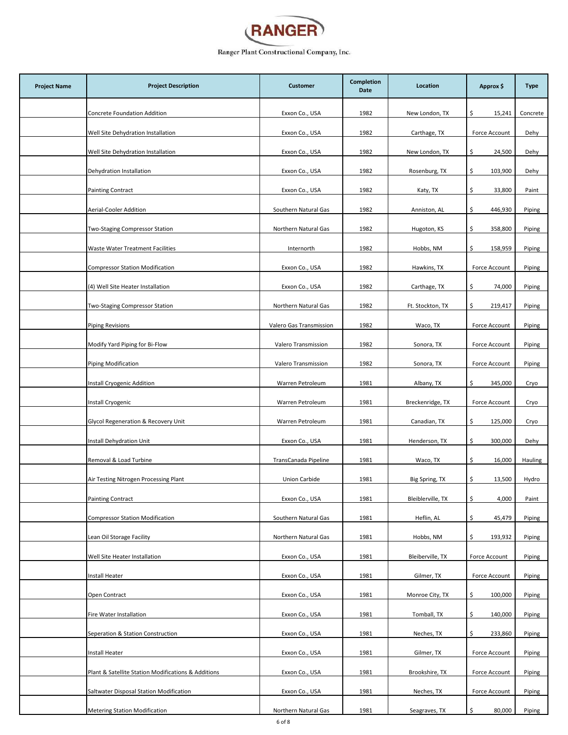# RANGER

Ranger Plant Constructional Company, Inc.

| Project Name | Project Description | Customer | Completion Date | Location | Approx $ | Type |
|---|---|---|---|---|---|---|
| | Concrete Foundation Addition | Exxon Co., USA | 1982 | New London, TX | $ 15,241 | Concrete |
| | Well Site Dehydration Installation | Exxon Co., USA | 1982 | Carthage, TX | Force Account | Dehy |
| | Well Site Dehydration Installation | Exxon Co., USA | 1982 | New London, TX | $ 24,500 | Dehy |
| | Dehydration Installation | Exxon Co., USA | 1982 | Rosenburg, TX | $ 103,900 | Dehy |
| | Painting Contract | Exxon Co., USA | 1982 | Katy, TX | $ 33,800 | Paint |
| | Aerial-Cooler Addition | Southern Natural Gas | 1982 | Anniston, AL | $ 446,930 | Piping |
| | Two-Staging Compressor Station | Northern Natural Gas | 1982 | Hugoton, KS | $ 358,800 | Piping |
| | Waste Water Treatment Facilities | Internorth | 1982 | Hobbs, NM | $ 158,959 | Piping |
| | Compressor Station Modification | Exxon Co., USA | 1982 | Hawkins, TX | Force Account | Piping |
| | (4) Well Site Heater Installation | Exxon Co., USA | 1982 | Carthage, TX | $ 74,000 | Piping |
| | Two-Staging Compressor Station | Northern Natural Gas | 1982 | Ft. Stockton, TX | $ 219,417 | Piping |
| | Piping Revisions | Valero Gas Transmission | 1982 | Waco, TX | Force Account | Piping |
| | Modify Yard Piping for Bi-Flow | Valero Transmission | 1982 | Sonora, TX | Force Account | Piping |
| | Piping Modification | Valero Transmission | 1982 | Sonora, TX | Force Account | Piping |
| | Install Cryogenic Addition | Warren Petroleum | 1981 | Albany, TX | $ 345,000 | Cryo |
| | Install Cryogenic | Warren Petroleum | 1981 | Breckenridge, TX | Force Account | Cryo |
| | Glycol Regeneration & Recovery Unit | Warren Petroleum | 1981 | Canadian, TX | $ 125,000 | Cryo |
| | Install Dehydration Unit | Exxon Co., USA | 1981 | Henderson, TX | $ 300,000 | Dehy |
| | Removal & Load Turbine | TransCanada Pipeline | 1981 | Waco, TX | $ 16,000 | Hauling |
| | Air Testing Nitrogen Processing Plant | Union Carbide | 1981 | Big Spring, TX | $ 13,500 | Hydro |
| | Painting Contract | Exxon Co., USA | 1981 | Bleiblerville, TX | $ 4,000 | Paint |
| | Compressor Station Modification | Southern Natural Gas | 1981 | Heflin, AL | $ 45,479 | Piping |
| | Lean Oil Storage Facility | Northern Natural Gas | 1981 | Hobbs, NM | $ 193,932 | Piping |
| | Well Site Heater Installation | Exxon Co., USA | 1981 | Bleiberville, TX | Force Account | Piping |
| | Install Heater | Exxon Co., USA | 1981 | Gilmer, TX | Force Account | Piping |
| | Open Contract | Exxon Co., USA | 1981 | Monroe City, TX | $ 100,000 | Piping |
| | Fire Water Installation | Exxon Co., USA | 1981 | Tomball, TX | $ 140,000 | Piping |
| | Seperation & Station Construction | Exxon Co., USA | 1981 | Neches, TX | $ 233,860 | Piping |
| | Install Heater | Exxon Co., USA | 1981 | Gilmer, TX | Force Account | Piping |
| | Plant & Satellite Station Modifications & Additions | Exxon Co., USA | 1981 | Brookshire, TX | Force Account | Piping |
| | Saltwater Disposal Station Modification | Exxon Co., USA | 1981 | Neches, TX | Force Account | Piping |
| | Metering Station Modification | Northern Natural Gas | 1981 | Seagraves, TX | $ 80,000 | Piping |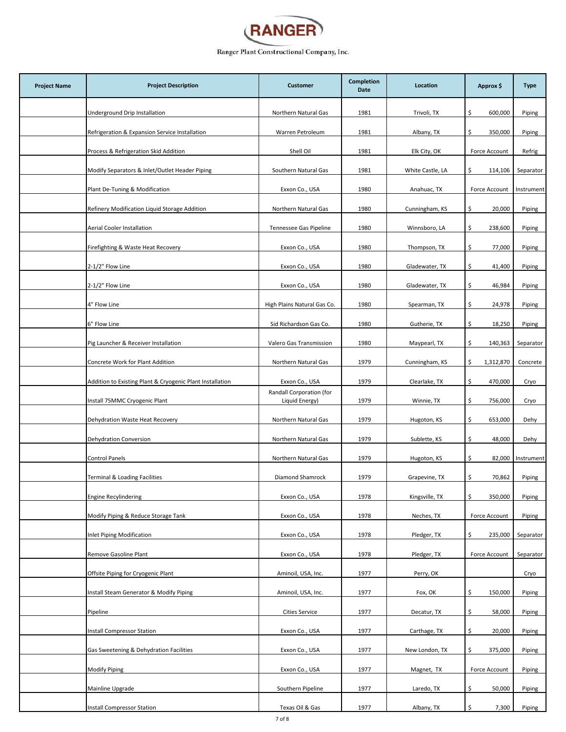# RANGER

Ranger Plant Constructional Company, Inc.

| Project Name | Project Description | Customer | Completion Date | Location | Approx $ | Type |
|---|---|---|---|---|---|---|
| | Underground Drip Installation | Northern Natural Gas | 1981 | Trivoli, TX | $ 600,000 | Piping |
| | Refrigeration & Expansion Service Installation | Warren Petroleum | 1981 | Albany, TX | $ 350,000 | Piping |
| | Process & Refrigeration Skid Addition | Shell Oil | 1981 | Elk City, OK | Force Account | Refrig |
| | Modify Separators & Inlet/Outlet Header Piping | Southern Natural Gas | 1981 | White Castle, LA | $ 114,106 | Separator |
| | Plant De-Tuning & Modification | Exxon Co., USA | 1980 | Anahuac, TX | Force Account | Instrument |
| | Refinery Modification Liquid Storage Addition | Northern Natural Gas | 1980 | Cunningham, KS | $ 20,000 | Piping |
| | Aerial Cooler Installation | Tennessee Gas Pipeline | 1980 | Winnsboro, LA | $ 238,600 | Piping |
| | Firefighting & Waste Heat Recovery | Exxon Co., USA | 1980 | Thompson, TX | $ 77,000 | Piping |
| | 2-1/2" Flow Line | Exxon Co., USA | 1980 | Gladewater, TX | $ 41,400 | Piping |
| | 2-1/2" Flow Line | Exxon Co., USA | 1980 | Gladewater, TX | $ 46,984 | Piping |
| | 4" Flow Line | High Plains Natural Gas Co. | 1980 | Spearman, TX | $ 24,978 | Piping |
| | 6" Flow Line | Sid Richardson Gas Co. | 1980 | Gutherie, TX | $ 18,250 | Piping |
| | Pig Launcher & Receiver Installation | Valero Gas Transmission | 1980 | Maypearl, TX | $ 140,363 | Separator |
| | Concrete Work for Plant Addition | Northern Natural Gas | 1979 | Cunningham, KS | $ 1,312,870 | Concrete |
| | Addition to Existing Plant & Cryogenic Plant Installation | Exxon Co., USA | 1979 | Clearlake, TX | $ 470,000 | Cryo |
| | Install 75MMC Cryogenic Plant | Randall Corporation (for Liquid Energy) | 1979 | Winnie, TX | $ 756,000 | Cryo |
| | Dehydration Waste Heat Recovery | Northern Natural Gas | 1979 | Hugoton, KS | $ 653,000 | Dehy |
| | Dehydration Conversion | Northern Natural Gas | 1979 | Sublette, KS | $ 48,000 | Dehy |
| | Control Panels | Northern Natural Gas | 1979 | Hugoton, KS | $ 82,000 | Instrument |
| | Terminal & Loading Facilities | Diamond Shamrock | 1979 | Grapevine, TX | $ 70,862 | Piping |
| | Engine Recylindering | Exxon Co., USA | 1978 | Kingsville, TX | $ 350,000 | Piping |
| | Modify Piping & Reduce Storage Tank | Exxon Co., USA | 1978 | Neches, TX | Force Account | Piping |
| | Inlet Piping Modification | Exxon Co., USA | 1978 | Pledger, TX | $ 235,000 | Separator |
| | Remove Gasoline Plant | Exxon Co., USA | 1978 | Pledger, TX | Force Account | Separator |
| | Offsite Piping for Cryogenic Plant | Aminoil, USA, Inc. | 1977 | Perry, OK | | Cryo |
| | Install Steam Generator & Modify Piping | Aminoil, USA, Inc. | 1977 | Fox, OK | $ 150,000 | Piping |
| | Pipeline | Cities Service | 1977 | Decatur, TX | $ 58,000 | Piping |
| | Install Compressor Station | Exxon Co., USA | 1977 | Carthage, TX | $ 20,000 | Piping |
| | Gas Sweetening & Dehydration Facilities | Exxon Co., USA | 1977 | New London, TX | $ 375,000 | Piping |
| | Modify Piping | Exxon Co., USA | 1977 | Magnet, TX | Force Account | Piping |
| | Mainline Upgrade | Southern Pipeline | 1977 | Laredo, TX | $ 50,000 | Piping |
| | Install Compressor Station | Texas Oil & Gas | 1977 | Albany, TX | $ 7,300 | Piping |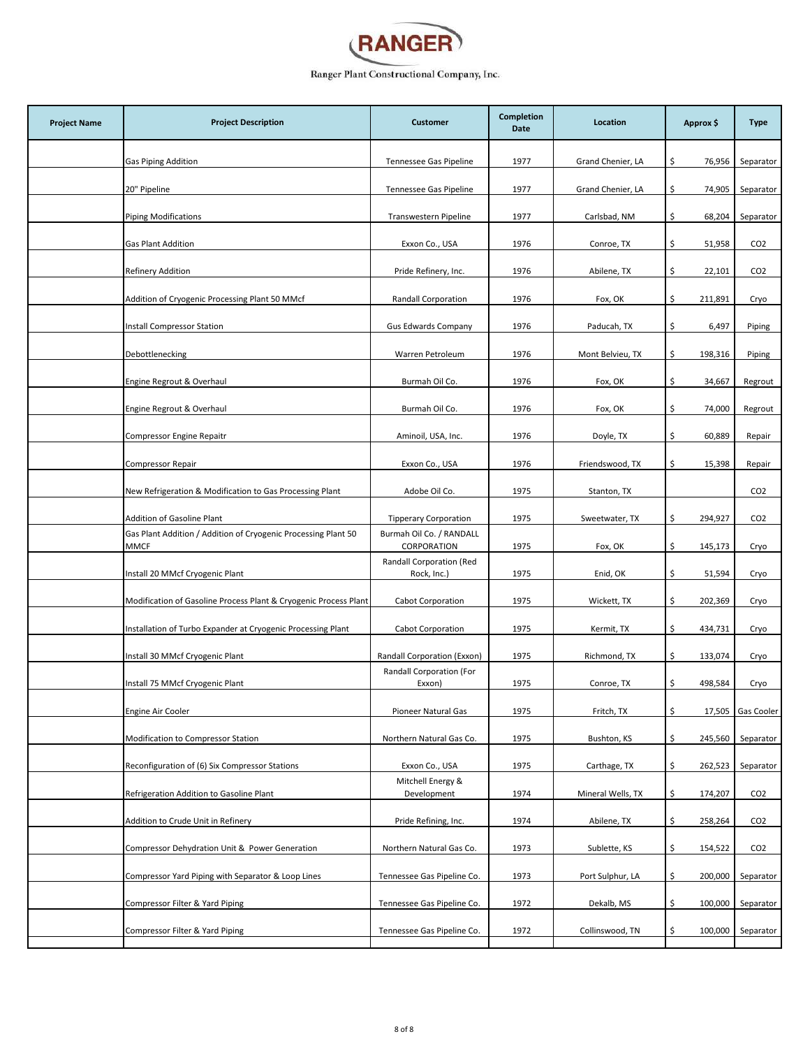# RANGER

Ranger Plant Constructional Company, Inc.

| Project Name | Project Description | Customer | Completion Date | Location | Approx $ | Type |
|---|---|---|---|---|---|---|
| | Gas Piping Addition | Tennessee Gas Pipeline | 1977 | Grand Chenier, LA | $ 76,956 | Separator |
| | 20" Pipeline | Tennessee Gas Pipeline | 1977 | Grand Chenier, LA | $ 74,905 | Separator |
| | Piping Modifications | Transwestern Pipeline | 1977 | Carlsbad, NM | $ 68,204 | Separator |
| | Gas Plant Addition | Exxon Co., USA | 1976 | Conroe, TX | $ 51,958 | $CO_2$ |
| | Refinery Addition | Pride Refinery, Inc. | 1976 | Abilene, TX | $ 22,101 | $CO_2$ |
| | Addition of Cryogenic Processing Plant 50 MMcf | Randall Corporation | 1976 | Fox, OK | $ 211,891 | Cryo |
| | Install Compressor Station | Gus Edwards Company | 1976 | Paducah, TX | $ 6,497 | Piping |
| | Debottlenecking | Warren Petroleum | 1976 | Mont Belvieu, TX | $ 198,316 | Piping |
| | Engine Regrout & Overhaul | Burmah Oil Co. | 1976 | Fox, OK | $ 34,667 | Regrout |
| | Engine Regrout & Overhaul | Burmah Oil Co. | 1976 | Fox, OK | $ 74,000 | Regrout |
| | Compressor Engine Repaitr | Aminoil, USA, Inc. | 1976 | Doyle, TX | $ 60,889 | Repair |
| | Compressor Repair | Exxon Co., USA | 1976 | Friendswood, TX | $ 15,398 | Repair |
| | New Refrigeration & Modification to Gas Processing Plant | Adobe Oil Co. | 1975 | Stanton, TX | | $CO_2$ |
| | Addition of Gasoline Plant | Tipperary Corporation | 1975 | Sweetwater, TX | $ 294,927 | $CO_2$ |
| | Gas Plant Addition / Addition of Cryogenic Processing Plant 50 MMCF | Burmah Oil Co. / RANDALL CORPORATION | 1975 | Fox, OK | $ 145,173 | Cryo |
| | Install 20 MMcf Cryogenic Plant | Randall Corporation (Red Rock, Inc.) | 1975 | Enid, OK | $ 51,594 | Cryo |
| | Modification of Gasoline Process Plant & Cryogenic Process Plant | Cabot Corporation | 1975 | Wickett, TX | $ 202,369 | Cryo |
| | Installation of Turbo Expander at Cryogenic Processing Plant | Cabot Corporation | 1975 | Kermit, TX | $ 434,731 | Cryo |
| | Install 30 MMcf Cryogenic Plant | Randall Corporation (Exxon) | 1975 | Richmond, TX | $ 133,074 | Cryo |
| | Install 75 MMcf Cryogenic Plant | Randall Corporation (For Exxon) | 1975 | Conroe, TX | $ 498,584 | Cryo |
| | Engine Air Cooler | Pioneer Natural Gas | 1975 | Fritch, TX | $ 17,505 | Gas Cooler |
| | Modification to Compressor Station | Northern Natural Gas Co. | 1975 | Bushton, KS | $ 245,560 | Separator |
| | Reconfiguration of (6) Six Compressor Stations | Exxon Co., USA | 1975 | Carthage, TX | $ 262,523 | Separator |
| | Refrigeration Addition to Gasoline Plant | Mitchell Energy & Development | 1974 | Mineral Wells, TX | $ 174,207 | $CO_2$ |
| | Addition to Crude Unit in Refinery | Pride Refining, Inc. | 1974 | Abilene, TX | $ 258,264 | $CO_2$ |
| | Compressor Dehydration Unit & Power Generation | Northern Natural Gas Co. | 1973 | Sublette, KS | $ 154,522 | $CO_2$ |
| | Compressor Yard Piping with Separator & Loop Lines | Tennessee Gas Pipeline Co. | 1973 | Port Sulphur, LA | $ 200,000 | Separator |
| | Compressor Filter & Yard Piping | Tennessee Gas Pipeline Co. | 1972 | Dekalb, MS | $ 100,000 | Separator |
| | Compressor Filter & Yard Piping | Tennessee Gas Pipeline Co. | 1972 | Collinswood, TN | $ 100,000 | Separator |